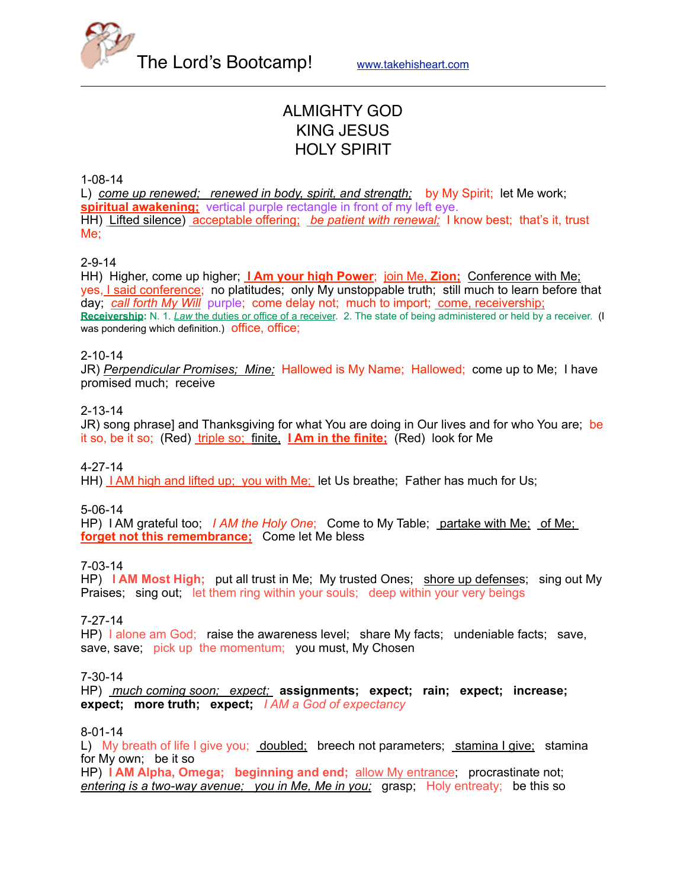The Lord's Bootcamp! www.takehisheart.com

# ALMIGHTY GOD
# KING JESUS
# HOLY SPIRIT

1-08-14
L) *come up renewed; renewed in body, spirit, and strength;* by My Spirit; let Me work; **spiritual awakening;** vertical purple rectangle in front of my left eye.
HH) Lifted silence) acceptable offering; *be patient with renewal;* I know best; that's it, trust Me;

2-9-14
HH) Higher, come up higher; **I Am your high Power**; join Me, **Zion;** Conference with Me; yes, I said conference; no platitudes; only My unstoppable truth; still much to learn before that day; *call forth My Will* purple; come delay not; much to import; come, receivership;
**Receivership:** N. 1. *Law* the duties or office of a receiver. 2. The state of being administered or held by a receiver. (I was pondering which definition.) office, office;

2-10-14
JR) *Perpendicular Promises; Mine;* Hallowed is My Name; Hallowed; come up to Me; I have promised much; receive

2-13-14
JR) song phrase] and Thanksgiving for what You are doing in Our lives and for who You are; be it so, be it so; (Red) triple so; finite, **I Am in the finite;** (Red) look for Me

4-27-14
HH) I AM high and lifted up; you with Me; let Us breathe; Father has much for Us;

5-06-14
HP) I AM grateful too; *I AM the Holy One*; Come to My Table; partake with Me; of Me; **forget not this remembrance;** Come let Me bless

7-03-14
HP) **I AM Most High;** put all trust in Me; My trusted Ones; shore up defenses; sing out My Praises; sing out; let them ring within your souls; deep within your very beings

7-27-14
HP) I alone am God; raise the awareness level; share My facts; undeniable facts; save, save, save; pick up the momentum; you must, My Chosen

7-30-14
HP) *much coming soon; expect;* **assignments; expect; rain; expect; increase; expect; more truth; expect;** *I AM a God of expectancy*

8-01-14
L) My breath of life I give you; doubled; breech not parameters; stamina I give; stamina for My own; be it so
HP) **I AM Alpha, Omega; beginning and end;** allow My entrance; procrastinate not; *entering is a two-way avenue; you in Me, Me in you;* grasp; Holy entreaty; be this so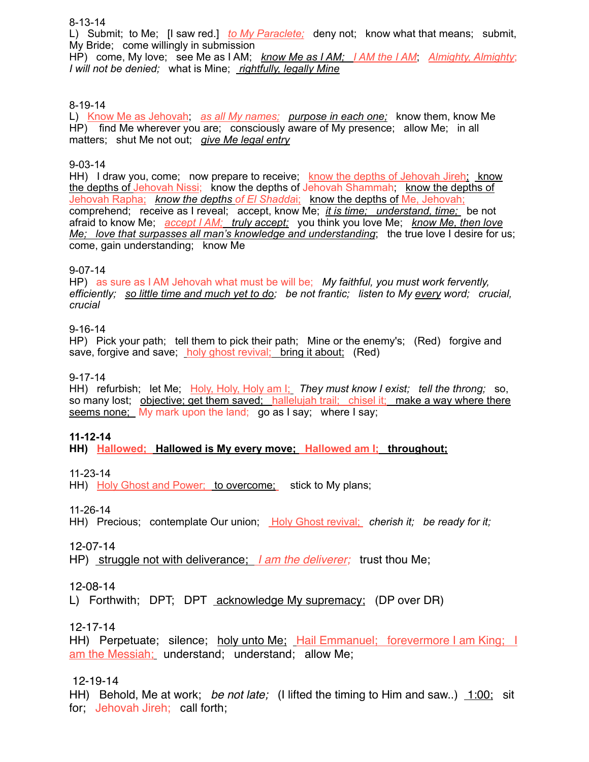8-13-14

L) Submit; to Me; [I saw red.] *to My Paraclete;* deny not; know what that means; submit, My Bride; come willingly in submission

HP) come, My love; see Me as I AM; *know Me as I AM; I AM the I AM*; *Almighty, Almighty*; *I will not be denied;* what is Mine; *rightfully, legally Mine*

8-19-14

L) Know Me as Jehovah; *as all My names; purpose in each one;* know them, know Me

HP) find Me wherever you are; consciously aware of My presence; allow Me; in all matters; shut Me not out; *give Me legal entry*

9-03-14

HH) I draw you, come; now prepare to receive; know the depths of Jehovah Jireh; know the depths of Jehovah Nissi; know the depths of Jehovah Shammah; know the depths of Jehovah Rapha; *know the depths of El Shaddai*; know the depths of Me, Jehovah; comprehend; receive as I reveal; accept, know Me; *it is time; understand, time;* be not afraid to know Me; *accept I AM; truly accept;* you think you love Me; *know Me, then love Me; love that surpasses all man's knowledge and understanding*; the true love I desire for us; come, gain understanding; know Me

9-07-14

HP) as sure as I AM Jehovah what must be will be; *My faithful, you must work fervently, efficiently; so little time and much yet to do; be not frantic; listen to My every word; crucial, crucial*

9-16-14

HP) Pick your path; tell them to pick their path; Mine or the enemy's; (Red) forgive and save, forgive and save; holy ghost revival; bring it about; (Red)

9-17-14

HH) refurbish; let Me; Holy, Holy, Holy am I; *They must know I exist; tell the throng;* so, so many lost; objective; get them saved; hallelujah trail; chisel it; make a way where there seems none; My mark upon the land; go as I say; where I say;

**11-12-14**

**HH) Hallowed; Hallowed is My every move; Hallowed am I; throughout;**

11-23-14

HH) Holy Ghost and Power; to overcome; stick to My plans;

11-26-14

HH) Precious; contemplate Our union; Holy Ghost revival; *cherish it; be ready for it;*

12-07-14

HP) struggle not with deliverance; *I am the deliverer;* trust thou Me;

12-08-14

L) Forthwith; DPT; DPT acknowledge My supremacy; (DP over DR)

12-17-14

HH) Perpetuate; silence; holy unto Me; Hail Emmanuel; forevermore I am King; I am the Messiah; understand; understand; allow Me;

12-19-14

HH) Behold, Me at work; *be not late;* (I lifted the timing to Him and saw..) 1:00; sit for; Jehovah Jireh; call forth;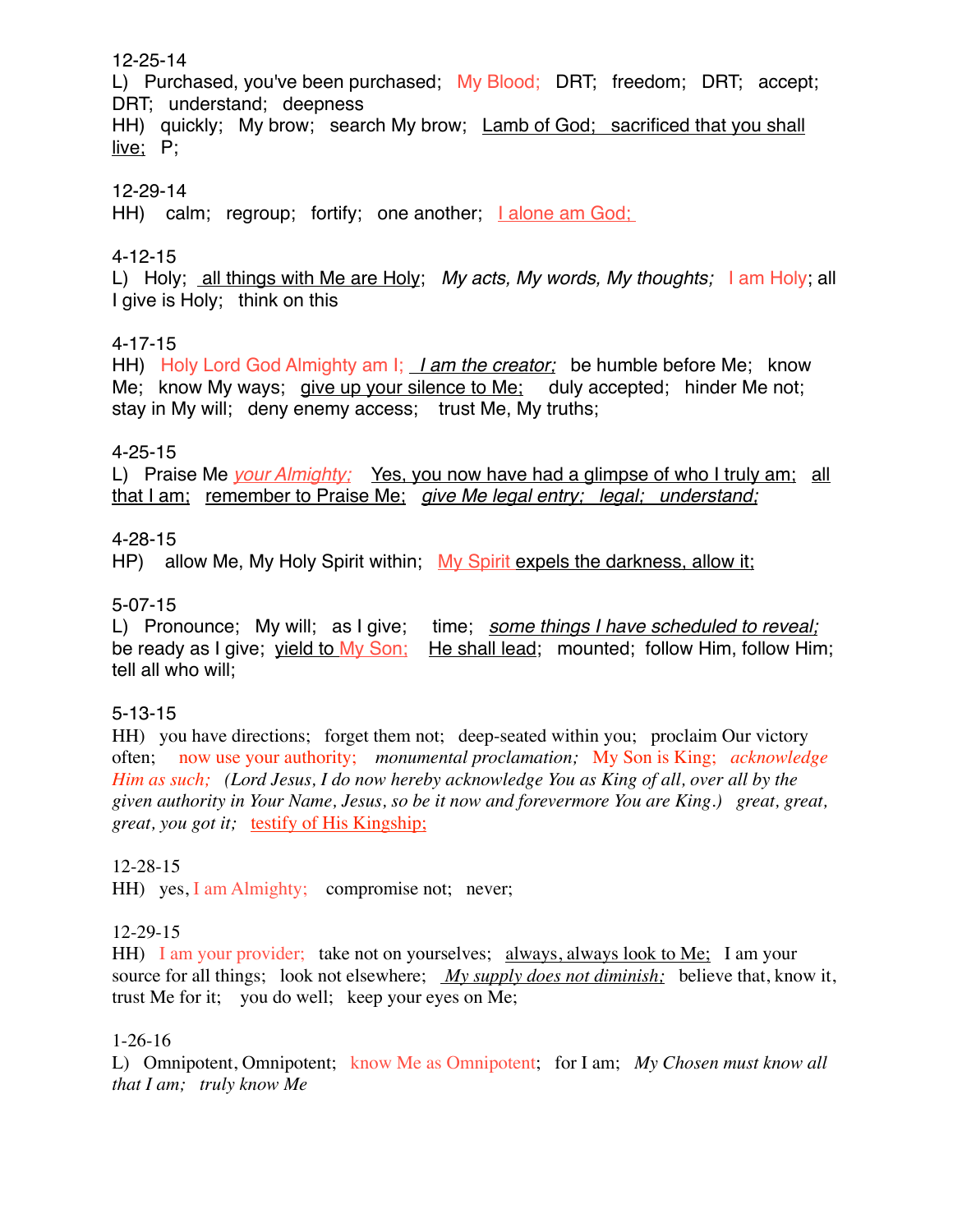12-25-14
L) Purchased, you've been purchased; My Blood; DRT; freedom; DRT; accept; DRT; understand; deepness
HH) quickly; My brow; search My brow; Lamb of God; sacrificed that you shall live; P;

12-29-14
HH) calm; regroup; fortify; one another; I alone am God;

4-12-15
L) Holy; all things with Me are Holy; *My acts, My words, My thoughts;* I am Holy; all I give is Holy; think on this

4-17-15
HH) Holy Lord God Almighty am I; *I am the creator;* be humble before Me; know Me; know My ways; give up your silence to Me; duly accepted; hinder Me not; stay in My will; deny enemy access; trust Me, My truths;

4-25-15
L) Praise Me *your Almighty;* Yes, you now have had a glimpse of who I truly am; all that I am; remember to Praise Me; *give Me legal entry; legal; understand;*

4-28-15
HP) allow Me, My Holy Spirit within; My Spirit expels the darkness, allow it;

5-07-15
L) Pronounce; My will; as I give; time; *some things I have scheduled to reveal;* be ready as I give; yield to My Son; He shall lead; mounted; follow Him, follow Him; tell all who will;

5-13-15
HH) you have directions; forget them not; deep-seated within you; proclaim Our victory often; now use your authority; *monumental proclamation;* My Son is King; *acknowledge Him as such;* *(Lord Jesus, I do now hereby acknowledge You as King of all, over all by the given authority in Your Name, Jesus, so be it now and forevermore You are King.)* *great, great, great, you got it;* testify of His Kingship;

12-28-15
HH) yes, I am Almighty; compromise not; never;

12-29-15
HH) I am your provider; take not on yourselves; always, always look to Me; I am your source for all things; look not elsewhere; *My supply does not diminish;* believe that, know it, trust Me for it; you do well; keep your eyes on Me;

1-26-16
L) Omnipotent, Omnipotent; know Me as Omnipotent; for I am; *My Chosen must know all that I am; truly know Me*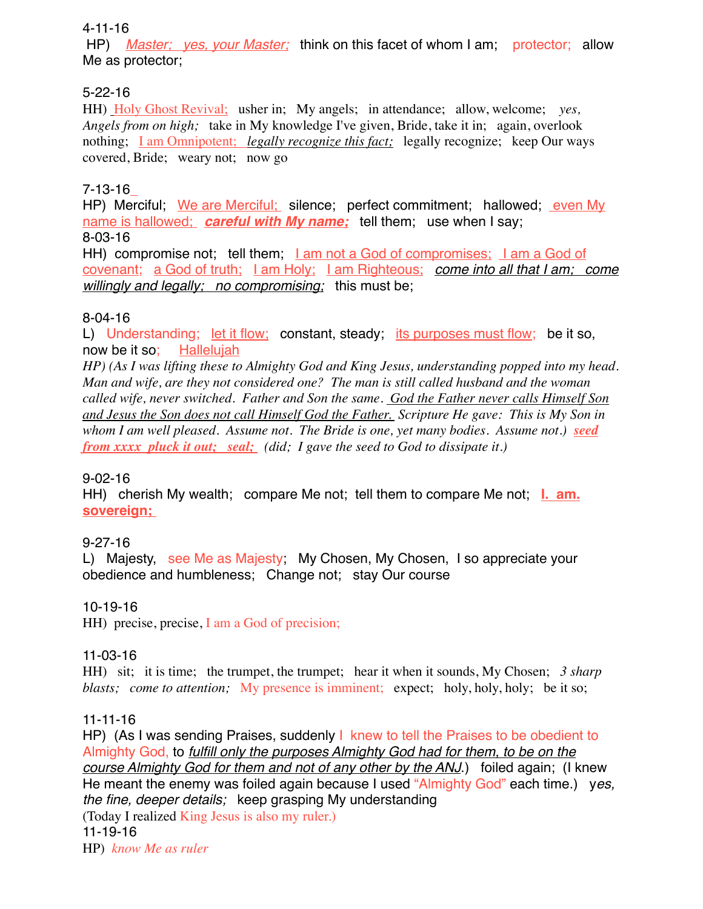4-11-16

HP) *Master; yes, your Master;* think on this facet of whom I am; protector; allow Me as protector;

5-22-16

HH) Holy Ghost Revival; usher in; My angels; in attendance; allow, welcome; *yes, Angels from on high;* take in My knowledge I've given, Bride, take it in; again, overlook nothing; I am Omnipotent; *legally recognize this fact;* legally recognize; keep Our ways covered, Bride; weary not; now go

7-13-16

HP) Merciful; We are Merciful; silence; perfect commitment; hallowed; even My name is hallowed; ***careful with My name;*** tell them; use when I say;

8-03-16

HH) compromise not; tell them; I am not a God of compromises; I am a God of covenant; a God of truth; I am Holy; I am Righteous; *come into all that I am; come willingly and legally; no compromising;* this must be;

8-04-16

L) Understanding; let it flow; constant, steady; its purposes must flow; be it so, now be it so; Hallelujah

*HP) (As I was lifting these to Almighty God and King Jesus, understanding popped into my head. Man and wife, are they not considered one? The man is still called husband and the woman called wife, never switched. Father and Son the same. God the Father never calls Himself Son and Jesus the Son does not call Himself God the Father. Scripture He gave: This is My Son in whom I am well pleased. Assume not. The Bride is one, yet many bodies. Assume not.)* ***seed from xxxx pluck it out; seal;*** *(did; I gave the seed to God to dissipate it.)*

9-02-16

HH) cherish My wealth; compare Me not; tell them to compare Me not; **I. am. sovereign;**

9-27-16

L) Majesty, see Me as Majesty; My Chosen, My Chosen, I so appreciate your obedience and humbleness; Change not; stay Our course

10-19-16

HH) precise, precise, I am a God of precision;

11-03-16

HH) sit; it is time; the trumpet, the trumpet; hear it when it sounds, My Chosen; *3 sharp blasts; come to attention;* My presence is imminent; expect; holy, holy, holy; be it so;

11-11-16

HP) (As I was sending Praises, suddenly I knew to tell the Praises to be obedient to Almighty God, to *fulfill only the purposes Almighty God had for them, to be on the course Almighty God for them and not of any other by the ANJ*.) foiled again; (I knew He meant the enemy was foiled again because I used "Almighty God" each time.) y*es, the fine, deeper details;* keep grasping My understanding

(Today I realized King Jesus is also my ruler.)

11-19-16

HP) *know Me as ruler*